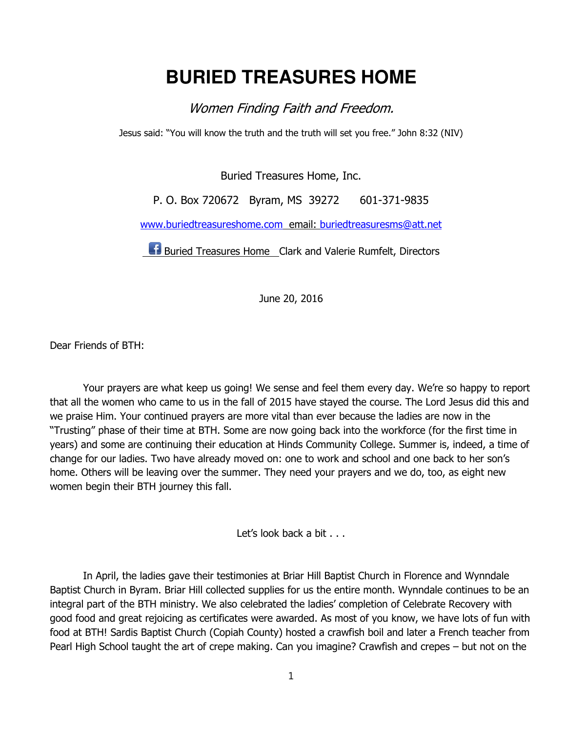# BURIED TREASURES HOME

*Women Finding Faith and Freedom.*

Jesus said: "You will know the truth and the truth will set you free." John 8:32 (NIV)

Buried Treasures Home, Inc.

P. O. Box 720672 Byram, MS 39272 601-371-9835

www.buriedtreasureshome.com email: buriedtreasuresms@att.net

Buried Treasures Home Clark and Valerie Rumfelt, Directors

June 20, 2016

Dear Friends of BTH:

Your prayers are what keep us going! We sense and feel them every day. We're so happy to report that all the women who came to us in the fall of 2015 have stayed the course. The Lord Jesus did this and we praise Him. Your continued prayers are more vital than ever because the ladies are now in the "Trusting" phase of their time at BTH. Some are now going back into the workforce (for the first time in years) and some are continuing their education at Hinds Community College. Summer is, indeed, a time of change for our ladies. Two have already moved on: one to work and school and one back to her son's home. Others will be leaving over the summer. They need your prayers and we do, too, as eight new women begin their BTH journey this fall.

Let's look back a bit . . .

In April, the ladies gave their testimonies at Briar Hill Baptist Church in Florence and Wynndale Baptist Church in Byram. Briar Hill collected supplies for us the entire month. Wynndale continues to be an integral part of the BTH ministry. We also celebrated the ladies' completion of Celebrate Recovery with good food and great rejoicing as certificates were awarded. As most of you know, we have lots of fun with food at BTH! Sardis Baptist Church (Copiah County) hosted a crawfish boil and later a French teacher from Pearl High School taught the art of crepe making. Can you imagine? Crawfish and crepes – but not on the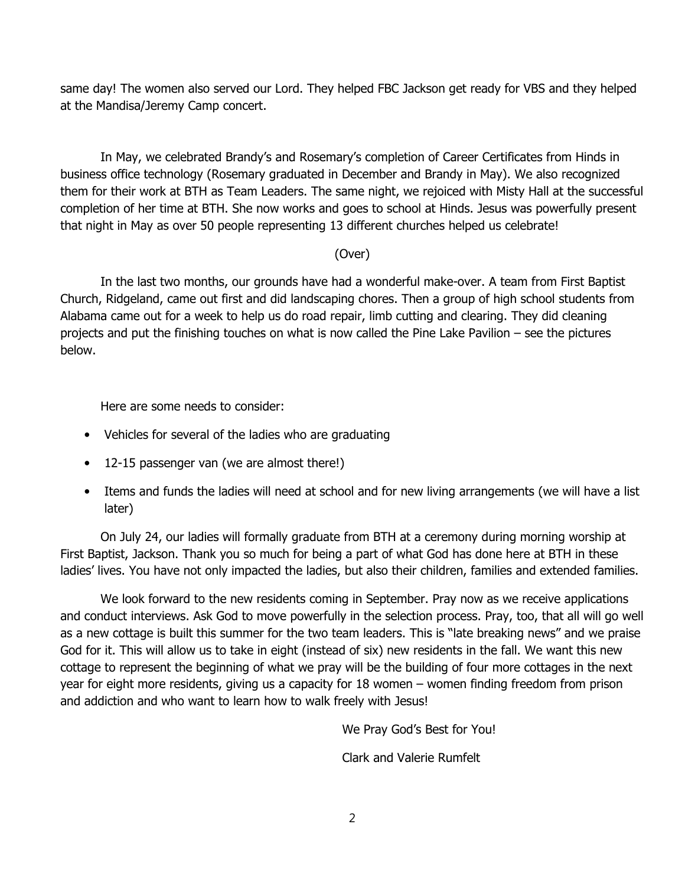same day! The women also served our Lord. They helped FBC Jackson get ready for VBS and they helped at the Mandisa/Jeremy Camp concert.

In May, we celebrated Brandy's and Rosemary's completion of Career Certificates from Hinds in business office technology (Rosemary graduated in December and Brandy in May). We also recognized them for their work at BTH as Team Leaders. The same night, we rejoiced with Misty Hall at the successful completion of her time at BTH. She now works and goes to school at Hinds. Jesus was powerfully present that night in May as over 50 people representing 13 different churches helped us celebrate!

(Over)

In the last two months, our grounds have had a wonderful make-over. A team from First Baptist Church, Ridgeland, came out first and did landscaping chores. Then a group of high school students from Alabama came out for a week to help us do road repair, limb cutting and clearing. They did cleaning projects and put the finishing touches on what is now called the Pine Lake Pavilion – see the pictures below.

Here are some needs to consider:

- Vehicles for several of the ladies who are graduating
- 12-15 passenger van (we are almost there!)
- Items and funds the ladies will need at school and for new living arrangements (we will have a list later)

On July 24, our ladies will formally graduate from BTH at a ceremony during morning worship at First Baptist, Jackson. Thank you so much for being a part of what God has done here at BTH in these ladies' lives. You have not only impacted the ladies, but also their children, families and extended families.

We look forward to the new residents coming in September. Pray now as we receive applications and conduct interviews. Ask God to move powerfully in the selection process. Pray, too, that all will go well as a new cottage is built this summer for the two team leaders. This is "late breaking news" and we praise God for it. This will allow us to take in eight (instead of six) new residents in the fall. We want this new cottage to represent the beginning of what we pray will be the building of four more cottages in the next year for eight more residents, giving us a capacity for 18 women – women finding freedom from prison and addiction and who want to learn how to walk freely with Jesus!

We Pray God's Best for You!

Clark and Valerie Rumfelt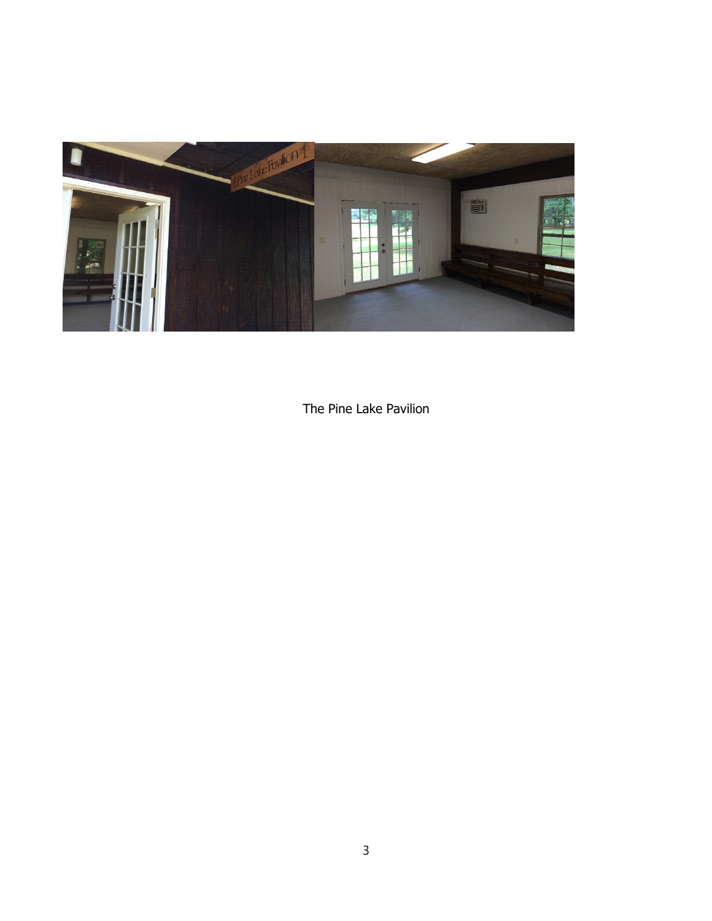The Pine Lake Pavilion